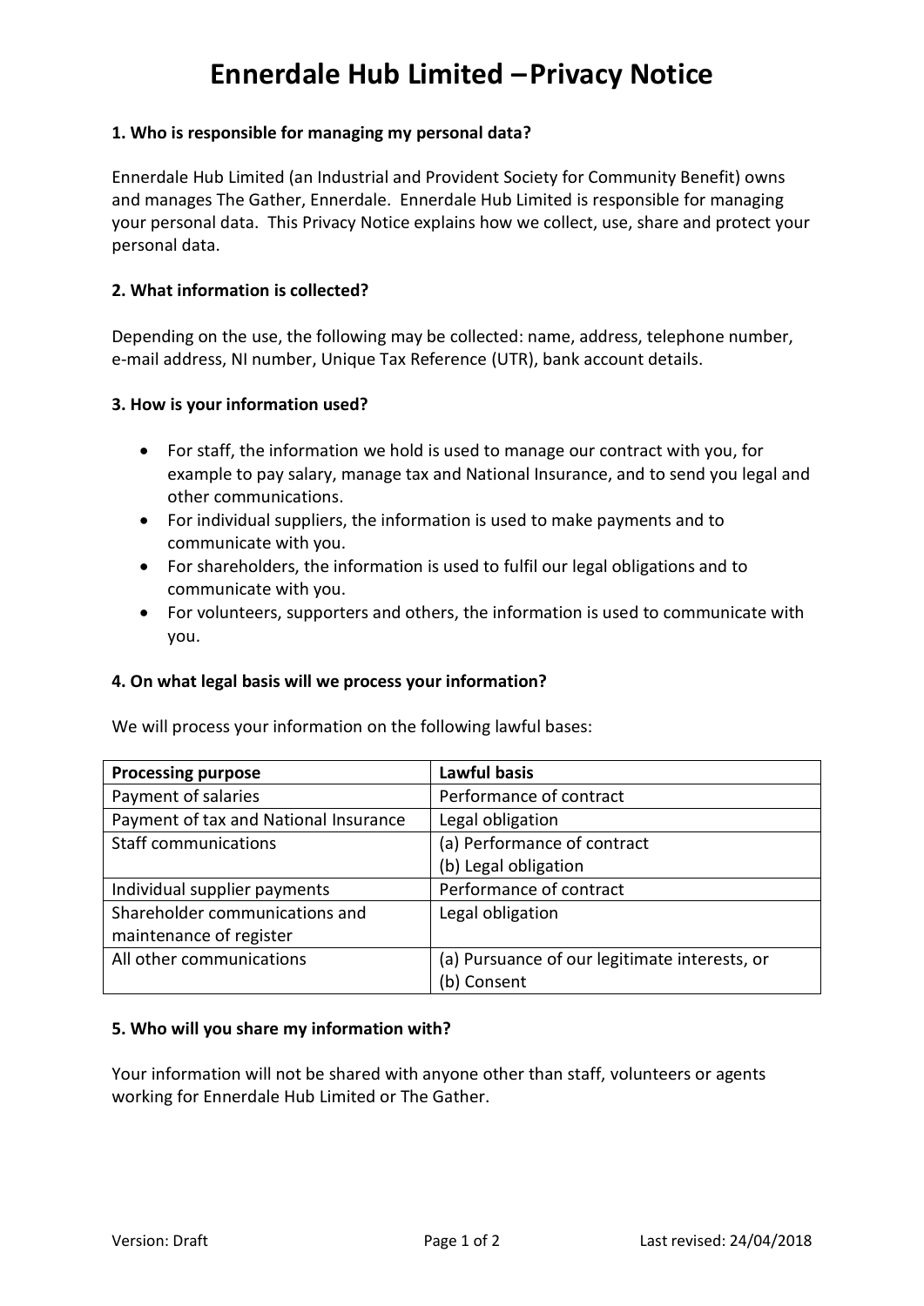# Ennerdale Hub Limited – Privacy Notice

### 1. Who is responsible for managing my personal data?

Ennerdale Hub Limited (an Industrial and Provident Society for Community Benefit) owns and manages The Gather, Ennerdale. Ennerdale Hub Limited is responsible for managing your personal data. This Privacy Notice explains how we collect, use, share and protect your personal data.

### 2. What information is collected?

Depending on the use, the following may be collected: name, address, telephone number, e-mail address, NI number, Unique Tax Reference (UTR), bank account details.

### 3. How is your information used?

- For staff, the information we hold is used to manage our contract with you, for example to pay salary, manage tax and National Insurance, and to send you legal and other communications.
- For individual suppliers, the information is used to make payments and to communicate with you.
- For shareholders, the information is used to fulfil our legal obligations and to communicate with you.
- For volunteers, supporters and others, the information is used to communicate with you.

### 4. On what legal basis will we process your information?

We will process your information on the following lawful bases:

| Processing purpose | Lawful basis |
|---|---|
| Payment of salaries | Performance of contract |
| Payment of tax and National Insurance | Legal obligation |
| Staff communications | (a) Performance of contract<br>(b) Legal obligation |
| Individual supplier payments | Performance of contract |
| Shareholder communications and maintenance of register | Legal obligation |
| All other communications | (a) Pursuance of our legitimate interests, or<br>(b) Consent |

### 5. Who will you share my information with?

Your information will not be shared with anyone other than staff, volunteers or agents working for Ennerdale Hub Limited or The Gather.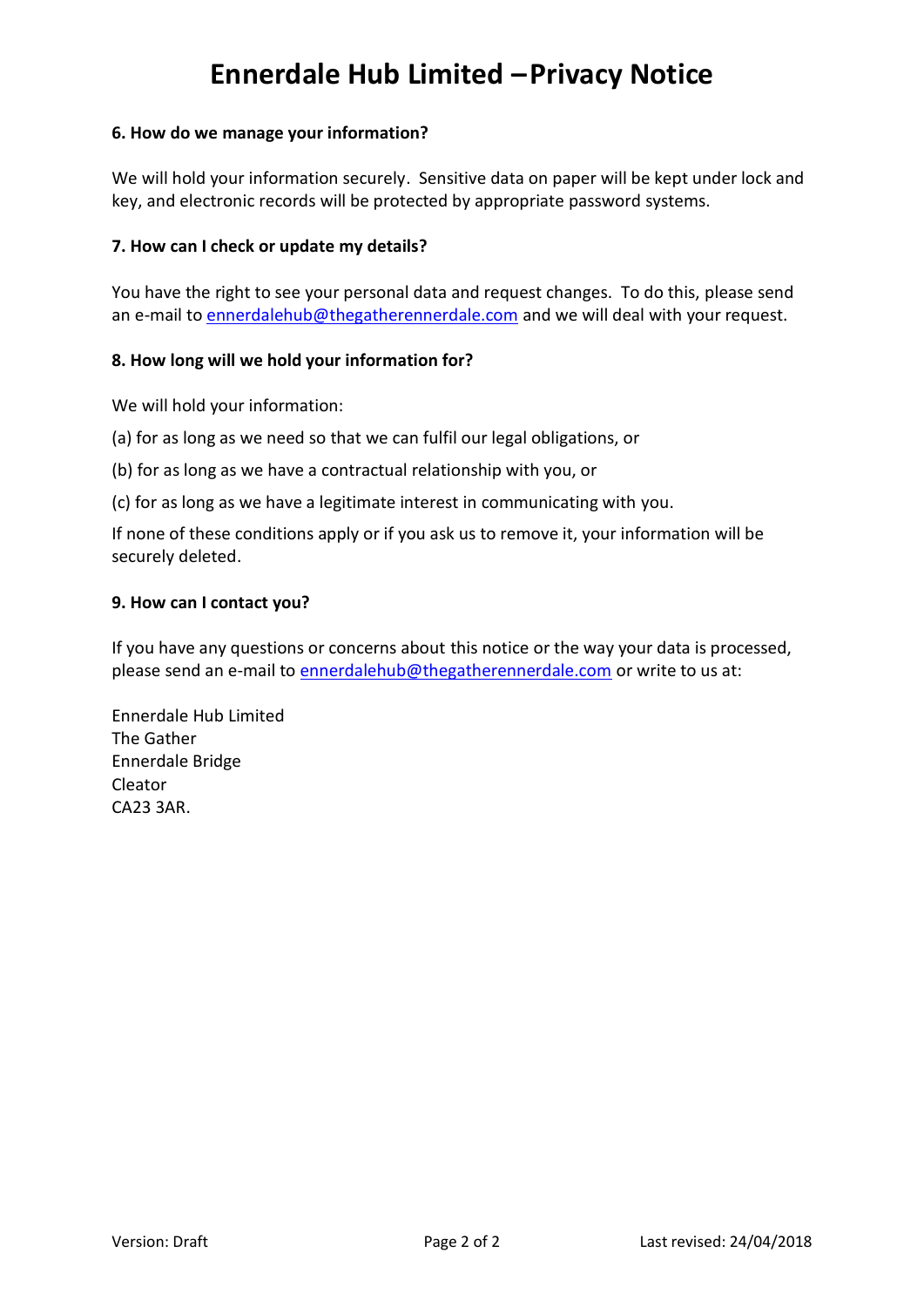# Ennerdale Hub Limited –Privacy Notice

**6. How do we manage your information?**

We will hold your information securely. Sensitive data on paper will be kept under lock and key, and electronic records will be protected by appropriate password systems.

**7. How can I check or update my details?**

You have the right to see your personal data and request changes. To do this, please send an e-mail to ennerdalehub@thegatherennerdale.com and we will deal with your request.

**8. How long will we hold your information for?**

We will hold your information:

(a) for as long as we need so that we can fulfil our legal obligations, or

(b) for as long as we have a contractual relationship with you, or

(c) for as long as we have a legitimate interest in communicating with you.

If none of these conditions apply or if you ask us to remove it, your information will be securely deleted.

**9. How can I contact you?**

If you have any questions or concerns about this notice or the way your data is processed, please send an e-mail to ennerdalehub@thegatherennerdale.com or write to us at:

Ennerdale Hub Limited  
The Gather  
Ennerdale Bridge  
Cleator  
CA23 3AR.

Version: Draft

Last revised: 24/04/2018